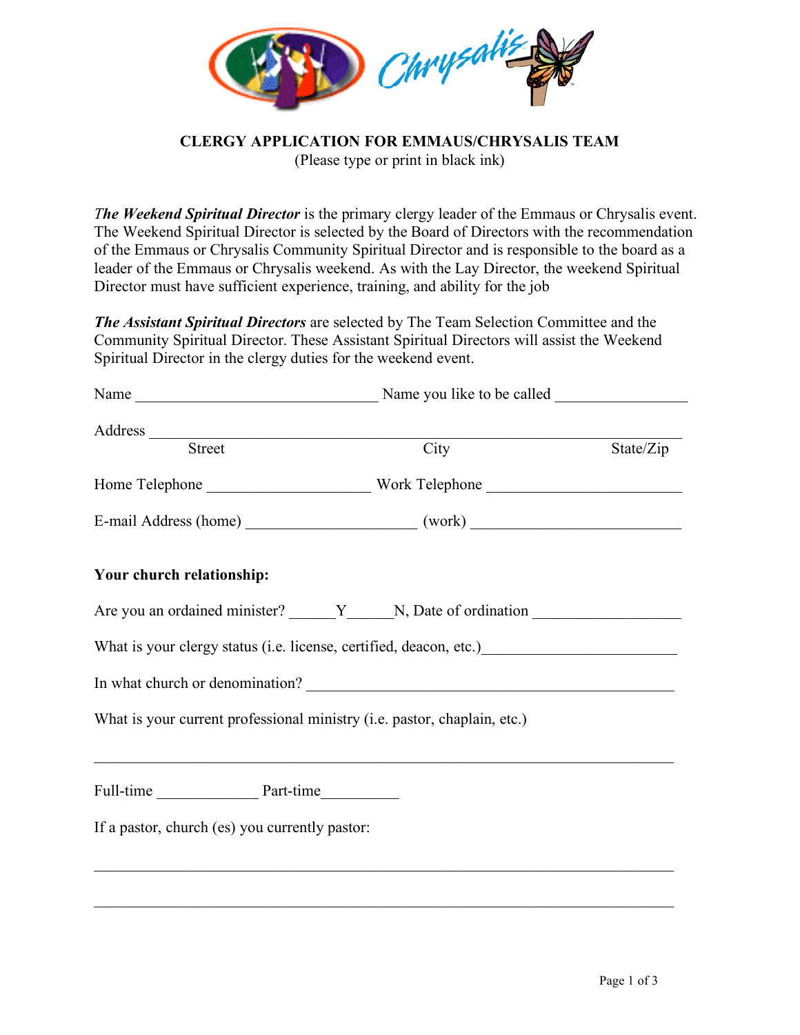# CLERGY APPLICATION FOR EMMAUS/CHRYSALIS TEAM

(Please type or print in black ink)

***The Weekend Spiritual Director*** is the primary clergy leader of the Emmaus or Chrysalis event. The Weekend Spiritual Director is selected by the Board of Directors with the recommendation of the Emmaus or Chrysalis Community Spiritual Director and is responsible to the board as a leader of the Emmaus or Chrysalis weekend. As with the Lay Director, the weekend Spiritual Director must have sufficient experience, training, and ability for the job

***The Assistant Spiritual Directors*** are selected by The Team Selection Committee and the Community Spiritual Director. These Assistant Spiritual Directors will assist the Weekend Spiritual Director in the clergy duties for the weekend event.

Name ______________________________ Name you like to be called ________________

Address ___________________________________________________________________
Street City State/Zip

Home Telephone ____________________ Work Telephone ________________________

E-mail Address (home) ____________________ (work) _________________________

**Your church relationship:**

Are you an ordained minister? _____Y_____N, Date of ordination _________________

What is your clergy status (i.e. license, certified, deacon, etc.)_______________________

In what church or denomination? ______________________________________________

What is your current professional ministry (i.e. pastor, chaplain, etc.)

_________________________________________________________________________

Full-time ____________ Part-time_________

If a pastor, church (es) you currently pastor:

_________________________________________________________________________

_________________________________________________________________________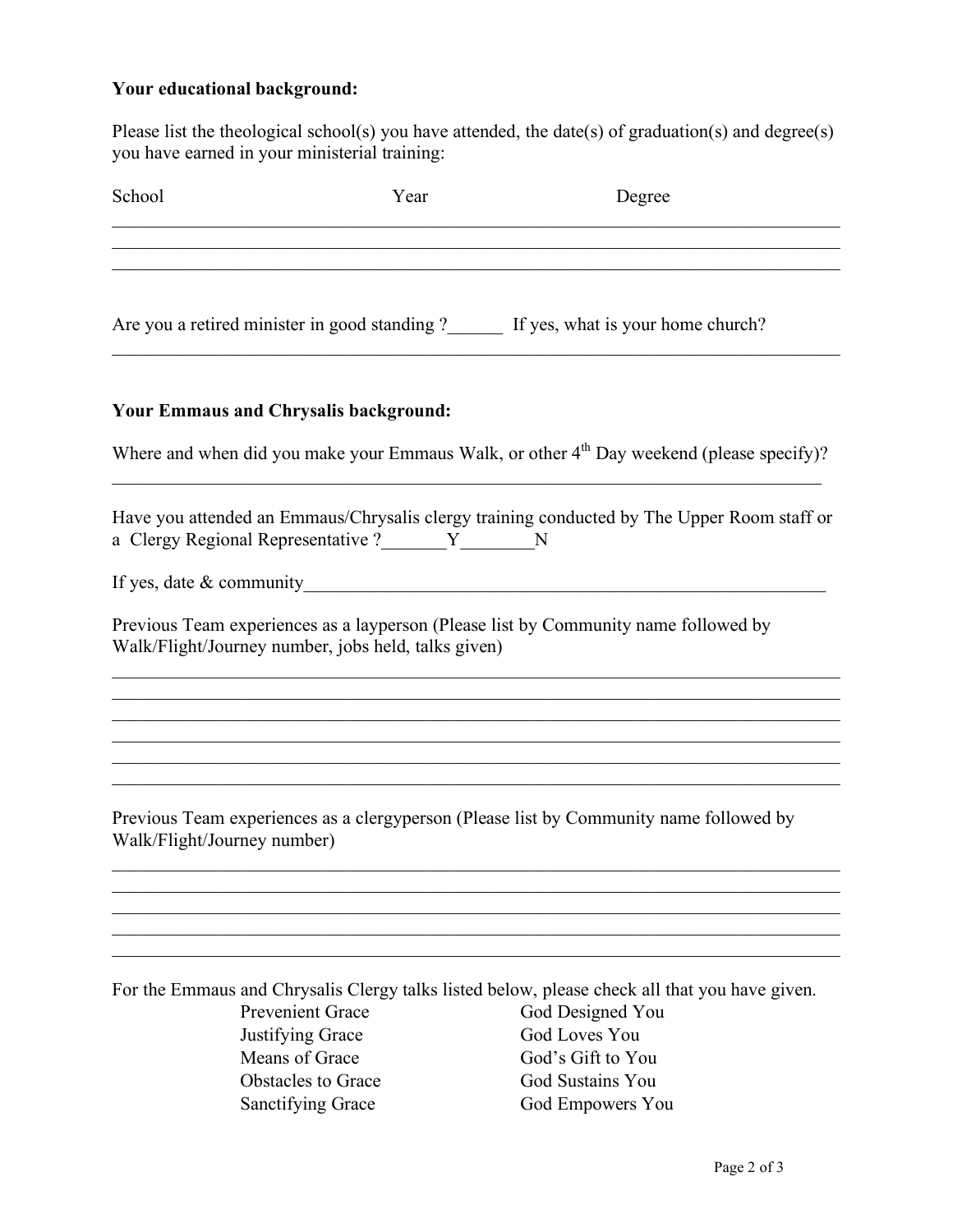**Your educational background:**

Please list the theological school(s) you have attended, the date(s) of graduation(s) and degree(s) you have earned in your ministerial training:

| School | Year | Degree |
|---|---|---|
| | | |
| | | |
| | | |

Are you a retired minister in good standing ?______ If yes, what is your home church?

________________________________________________________________________________

**Your Emmaus and Chrysalis background:**

Where and when did you make your Emmaus Walk, or other 4th Day weekend (please specify)?

________________________________________________________________________________

Have you attended an Emmaus/Chrysalis clergy training conducted by The Upper Room staff or a Clergy Regional Representative ?_______Y________N

If yes, date & community___________________________________________________________

Previous Team experiences as a layperson (Please list by Community name followed by Walk/Flight/Journey number, jobs held, talks given)

________________________________________________________________________________
________________________________________________________________________________
________________________________________________________________________________
________________________________________________________________________________
________________________________________________________________________________
________________________________________________________________________________

Previous Team experiences as a clergyperson (Please list by Community name followed by Walk/Flight/Journey number)

________________________________________________________________________________
________________________________________________________________________________
________________________________________________________________________________
________________________________________________________________________________
________________________________________________________________________________

For the Emmaus and Chrysalis Clergy talks listed below, please check all that you have given.

| | |
|---|---|
| Prevenient Grace | God Designed You |
| Justifying Grace | God Loves You |
| Means of Grace | God's Gift to You |
| Obstacles to Grace | God Sustains You |
| Sanctifying Grace | God Empowers You |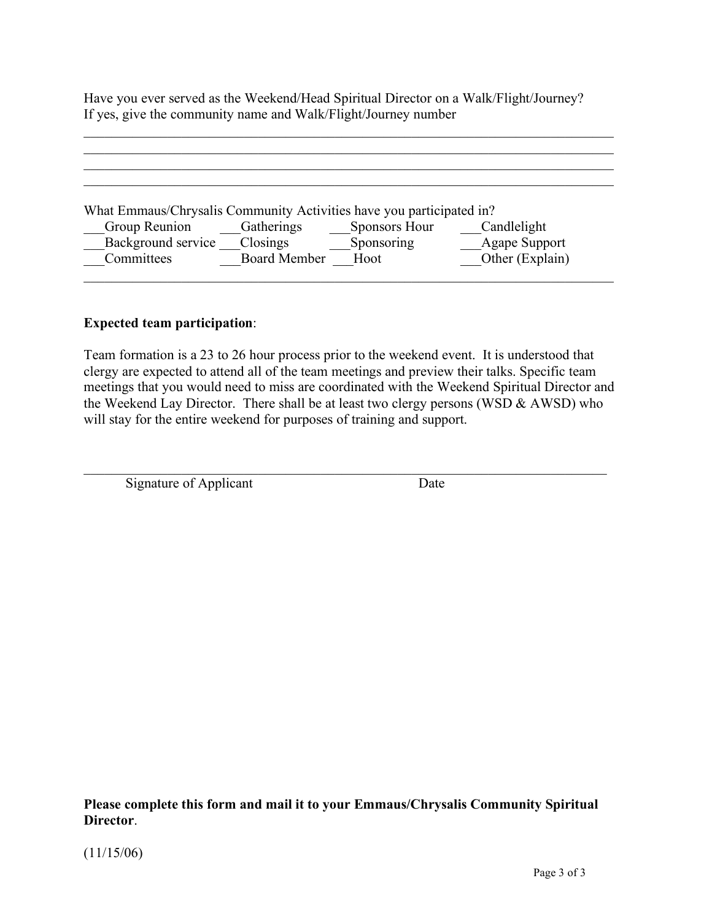Have you ever served as the Weekend/Head Spiritual Director on a Walk/Flight/Journey?
If yes, give the community name and Walk/Flight/Journey number

\_\_\_\_\_\_\_\_\_\_\_\_\_\_\_\_\_\_\_\_\_\_\_\_\_\_\_\_\_\_\_\_\_\_\_\_\_\_\_\_\_\_\_\_\_\_\_\_\_\_\_\_\_\_\_\_\_\_\_\_\_\_\_\_\_\_\_\_\_\_

\_\_\_\_\_\_\_\_\_\_\_\_\_\_\_\_\_\_\_\_\_\_\_\_\_\_\_\_\_\_\_\_\_\_\_\_\_\_\_\_\_\_\_\_\_\_\_\_\_\_\_\_\_\_\_\_\_\_\_\_\_\_\_\_\_\_\_\_\_\_

\_\_\_\_\_\_\_\_\_\_\_\_\_\_\_\_\_\_\_\_\_\_\_\_\_\_\_\_\_\_\_\_\_\_\_\_\_\_\_\_\_\_\_\_\_\_\_\_\_\_\_\_\_\_\_\_\_\_\_\_\_\_\_\_\_\_\_\_\_\_

\_\_\_\_\_\_\_\_\_\_\_\_\_\_\_\_\_\_\_\_\_\_\_\_\_\_\_\_\_\_\_\_\_\_\_\_\_\_\_\_\_\_\_\_\_\_\_\_\_\_\_\_\_\_\_\_\_\_\_\_\_\_\_\_\_\_\_\_\_\_

What Emmaus/Chrysalis Community Activities have you participated in?

| | | | |
|---|---|---|---|
| \_\_\_Group Reunion | \_\_\_Gatherings | \_\_\_Sponsors Hour | \_\_\_Candlelight |
| \_\_\_Background service | \_\_\_Closings | \_\_\_Sponsoring | \_\_\_Agape Support |
| \_\_\_Committees | \_\_\_Board Member | \_\_\_Hoot | \_\_\_Other (Explain) |

\_\_\_\_\_\_\_\_\_\_\_\_\_\_\_\_\_\_\_\_\_\_\_\_\_\_\_\_\_\_\_\_\_\_\_\_\_\_\_\_\_\_\_\_\_\_\_\_\_\_\_\_\_\_\_\_\_\_\_\_\_\_\_\_\_\_\_\_\_\_

**Expected team participation**:

Team formation is a 23 to 26 hour process prior to the weekend event. It is understood that clergy are expected to attend all of the team meetings and preview their talks. Specific team meetings that you would need to miss are coordinated with the Weekend Spiritual Director and the Weekend Lay Director. There shall be at least two clergy persons (WSD & AWSD) who will stay for the entire weekend for purposes of training and support.

\_\_\_\_\_\_\_\_\_\_\_\_\_\_\_\_\_\_\_\_\_\_\_\_\_\_\_\_\_\_\_\_\_\_\_\_\_\_\_\_\_\_\_\_\_\_\_\_\_\_\_\_\_\_\_\_\_\_\_\_\_\_\_\_\_\_\_\_\_\_

Signature of Applicant                                        Date

**Please complete this form and mail it to your Emmaus/Chrysalis Community Spiritual Director**.

(11/15/06)